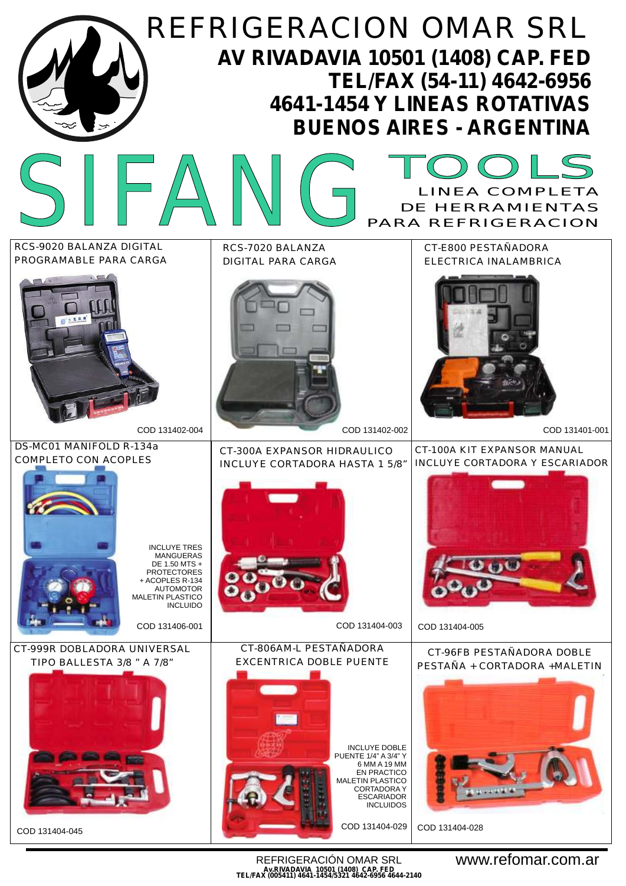# REFRIGERACION OMAR SRL

**AV RIVADAVIA 10501 (1408) CAP. FED**
**TEL/FAX (54-11) 4642-6956**
**4641-1454 Y LINEAS ROTATIVAS**
**BUENOS AIRES - ARGENTINA**

# SIFANG TOOLS

LINEA COMPLETA DE HERRAMIENTAS PARA REFRIGERACION

## RCS-9020 BALANZA DIGITAL PROGRAMABLE PARA CARGA

COD 131402-004

## RCS-7020 BALANZA DIGITAL PARA CARGA

COD 131402-002

## CT-E800 PESTAÑADORA ELECTRICA INALAMBRICA

COD 131401-001

## DS-MC01 MANIFOLD R-134a COMPLETO CON ACOPLES

INCLUYE TRES MANGUERAS DE 1.50 MTS + PROTECTORES + ACOPLES R-134 AUTOMOTOR MALETIN PLASTICO INCLUIDO

COD 131406-001

## CT-300A EXPANSOR HIDRAULICO INCLUYE CORTADORA HASTA 1 5/8"

COD 131404-003

## CT-100A KIT EXPANSOR MANUAL INCLUYE CORTADORA Y ESCARIADOR

COD 131404-005

## CT-999R DOBLADORA UNIVERSAL TIPO BALLESTA 3/8 " A 7/8"

COD 131404-045

## CT-806AM-L PESTAÑADORA EXCENTRICA DOBLE PUENTE

INCLUYE DOBLE PUENTE 1/4" A 3/4" Y 6 MM A 19 MM EN PRACTICO MALETIN PLASTICO CORTADORA Y ESCARIADOR INCLUIDOS

COD 131404-029

## CT-96FB PESTAÑADORA DOBLE PESTAÑA + CORTADORA +MALETIN

COD 131404-028

REFRIGERACIÓN OMAR SRL
Av.RIVADAVIA 10501 (1408) CAP. FED
TEL/FAX (005411) 4641-1454/5321 4642-6956 4644-2140

www.refomar.com.ar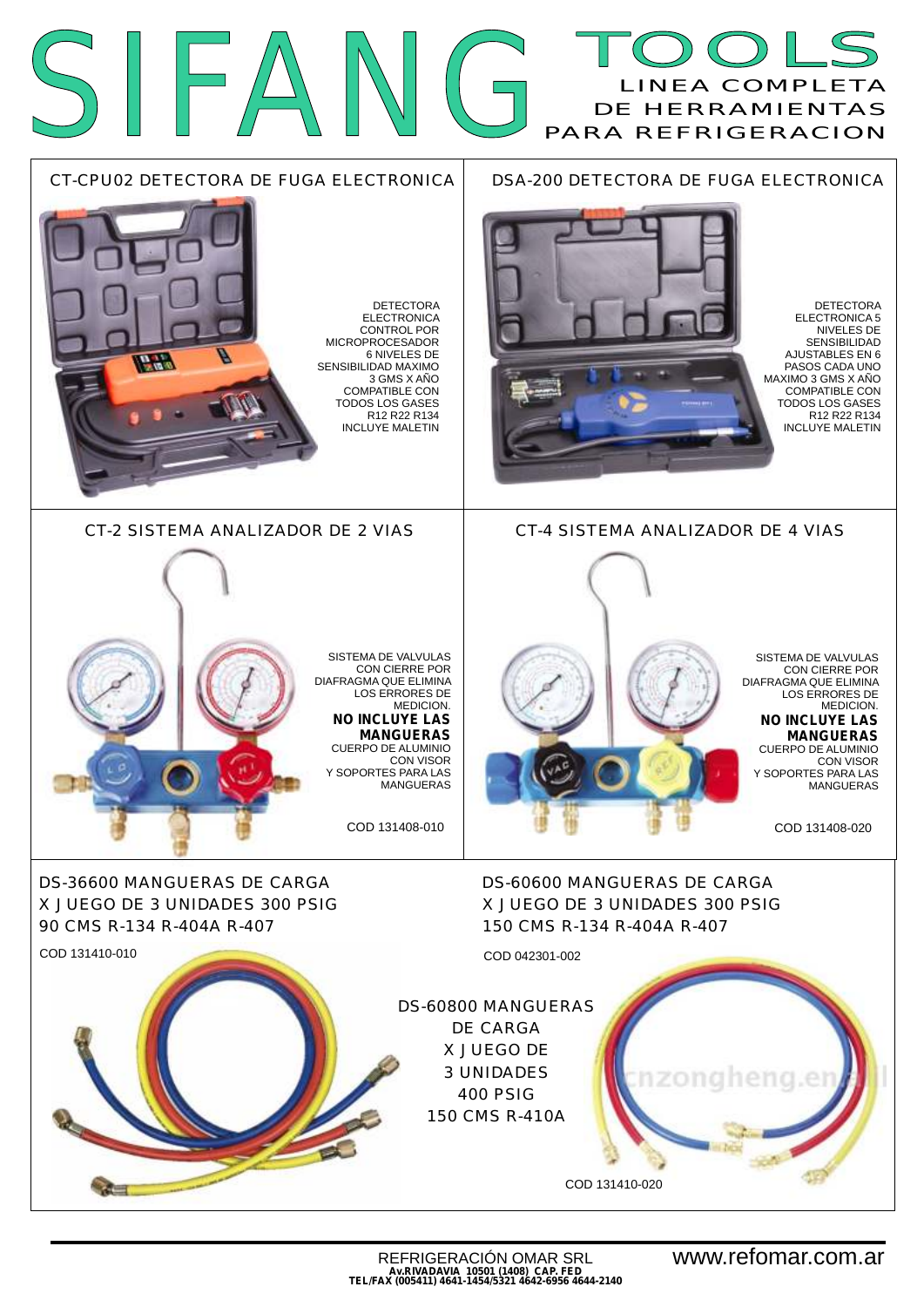# SIFANG TOOLS

LINEA COMPLETA DE HERRAMIENTAS PARA REFRIGERACION

## CT-CPU02 DETECTORA DE FUGA ELECTRONICA

DETECTORA ELECTRONICA CONTROL POR MICROPROCESADOR 6 NIVELES DE SENSIBILIDAD MAXIMO 3 GMS X AÑO COMPATIBLE CON TODOS LOS GASES R12 R22 R134 INCLUYE MALETIN

## DSA-200 DETECTORA DE FUGA ELECTRONICA

DETECTORA ELECTRONICA 5 NIVELES DE SENSIBILIDAD AJUSTABLES EN 6 PASOS CADA UNO MAXIMO 3 GMS X AÑO COMPATIBLE CON TODOS LOS GASES R12 R22 R134 INCLUYE MALETIN

## CT-2 SISTEMA ANALIZADOR DE 2 VIAS

SISTEMA DE VALVULAS CON CIERRE POR DIAFRAGMA QUE ELIMINA LOS ERRORES DE MEDICION.

**NO INCLUYE LAS MANGUERAS**

CUERPO DE ALUMINIO CON VISOR Y SOPORTES PARA LAS MANGUERAS

COD 131408-010

## CT-4 SISTEMA ANALIZADOR DE 4 VIAS

SISTEMA DE VALVULAS CON CIERRE POR DIAFRAGMA QUE ELIMINA LOS ERRORES DE MEDICION.

**NO INCLUYE LAS MANGUERAS**

CUERPO DE ALUMINIO CON VISOR Y SOPORTES PARA LAS MANGUERAS

COD 131408-020

## DS-36600 MANGUERAS DE CARGA X JUEGO DE 3 UNIDADES 300 PSIG 90 CMS R-134 R-404A R-407

COD 131410-010

## DS-60600 MANGUERAS DE CARGA X JUEGO DE 3 UNIDADES 300 PSIG 150 CMS R-134 R-404A R-407

COD 042301-002

## DS-60800 MANGUERAS DE CARGA X JUEGO DE 3 UNIDADES 400 PSIG 150 CMS R-410A

COD 131410-020

REFRIGERACIÓN OMAR SRL
**Av.RIVADAVIA 10501 (1408) CAP. FED**
**TEL/FAX (005411) 4641-1454/5321 4642-6956 4644-2140**

www.refomar.com.ar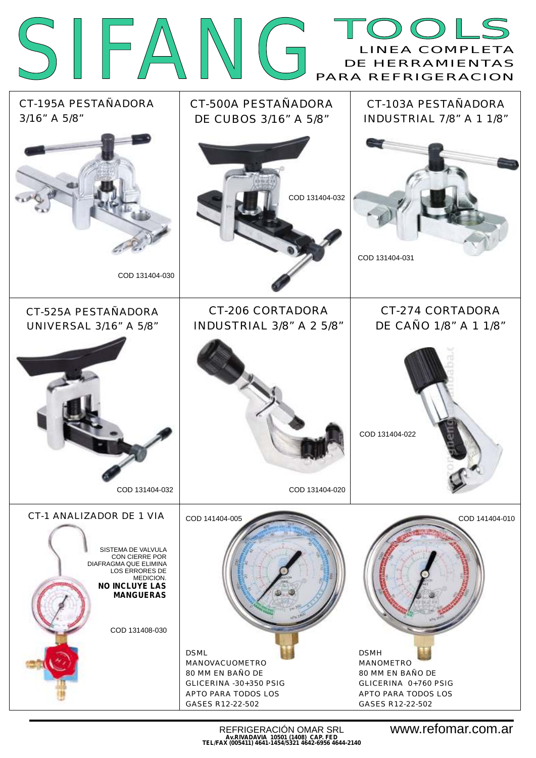# SIFANG TOOLS

LINEA COMPLETA DE HERRAMIENTAS PARA REFRIGERACION

## CT-195A PESTAÑADORA 3/16" A 5/8"

COD 131404-030

## CT-500A PESTAÑADORA DE CUBOS 3/16" A 5/8"

COD 131404-032

## CT-103A PESTAÑADORA INDUSTRIAL 7/8" A 1 1/8"

COD 131404-031

## CT-525A PESTAÑADORA UNIVERSAL 3/16" A 5/8"

COD 131404-032

## CT-206 CORTADORA INDUSTRIAL 3/8" A 2 5/8"

COD 131404-020

## CT-274 CORTADORA DE CAÑO 1/8" A 1 1/8"

COD 131404-022

## CT-1 ANALIZADOR DE 1 VIA

SISTEMA DE VALVULA CON CIERRE POR DIAFRAGMA QUE ELIMINA LOS ERRORES DE MEDICION.

**NO INCLUYE LAS MANGUERAS**

COD 131408-030

COD 141404-005

DSML
MANOVACUOMETRO
80 MM EN BAÑO DE GLICERINA -30+350 PSIG
APTO PARA TODOS LOS GASES R12-22-502

COD 141404-010

DSMH
MANOMETRO
80 MM EN BAÑO DE GLICERINA 0+760 PSIG
APTO PARA TODOS LOS GASES R12-22-502

REFRIGERACIÓN OMAR SRL
**Av.RIVADAVIA 10501 (1408) CAP. FED**
**TEL/FAX (005411) 4641-1454/5321 4642-6956 4644-2140**

www.refomar.com.ar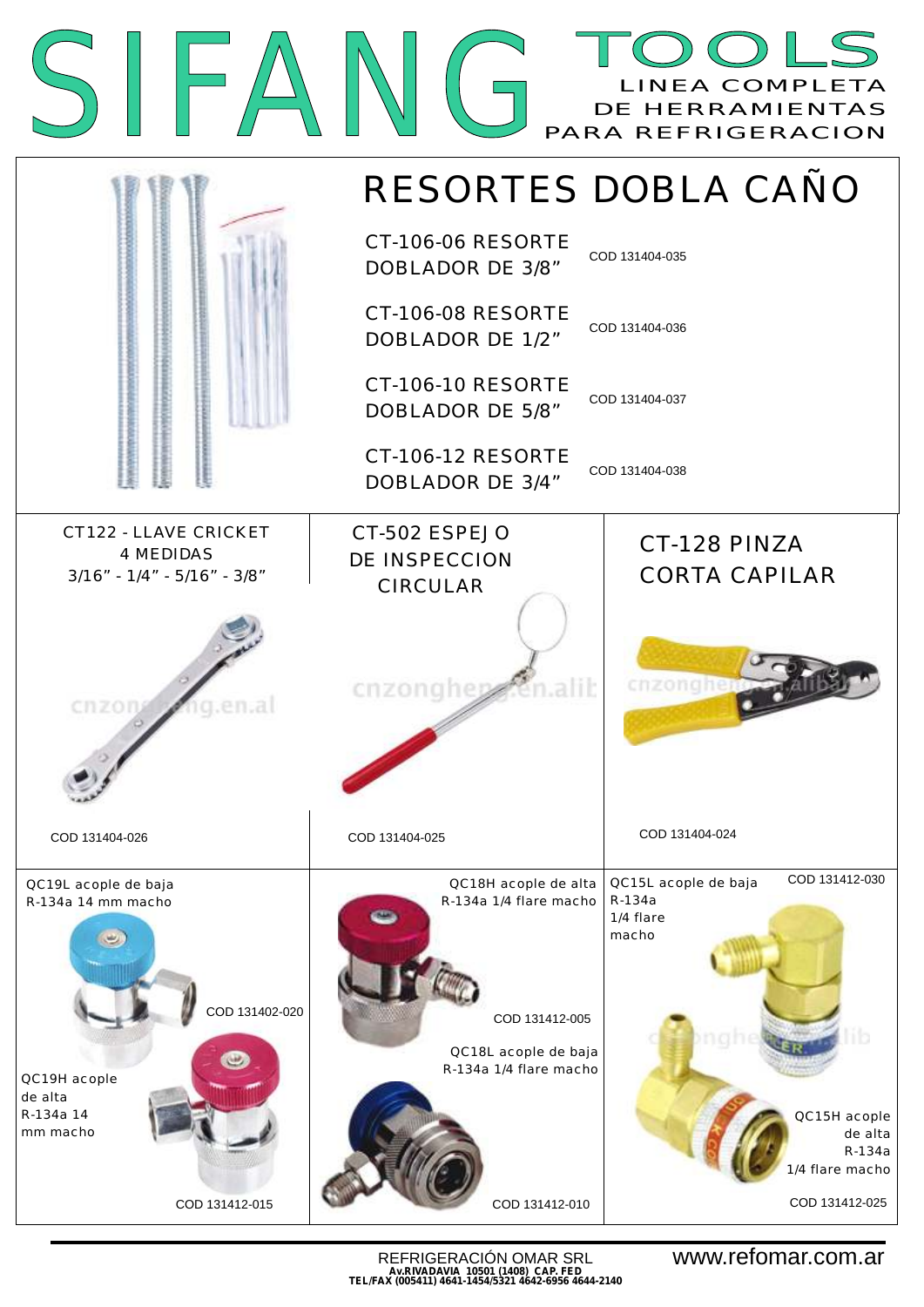# SIFANG TOOLS

LINEA COMPLETA DE HERRAMIENTAS PARA REFRIGERACION

## RESORTES DOBLA CAÑO

CT-106-06 RESORTE DOBLADOR DE 3/8” COD 131404-035

CT-106-08 RESORTE DOBLADOR DE 1/2” COD 131404-036

CT-106-10 RESORTE DOBLADOR DE 5/8” COD 131404-037

CT-106-12 RESORTE DOBLADOR DE 3/4” COD 131404-038

### CT122 - LLAVE CRICKET 4 MEDIDAS 3/16” - 1/4” - 5/16” - 3/8”

COD 131404-026

### CT-502 ESPEJO DE INSPECCION CIRCULAR

COD 131404-025

### CT-128 PINZA CORTA CAPILAR

COD 131404-024

QC19L acople de baja R-134a 14 mm macho COD 131402-020

QC19H acople de alta R-134a 14 mm macho COD 131412-015

QC18H acople de alta R-134a 1/4 flare macho COD 131412-005

QC18L acople de baja R-134a 1/4 flare macho COD 131412-010

QC15L acople de baja R-134a 1/4 flare macho COD 131412-030

QC15H acople de alta R-134a 1/4 flare macho COD 131412-025

REFRIGERACIÓN OMAR SRL
Av.RIVADAVIA 10501 (1408) CAP. FED
TEL/FAX (005411) 4641-1454/5321 4642-6956 4644-2140

www.refomar.com.ar